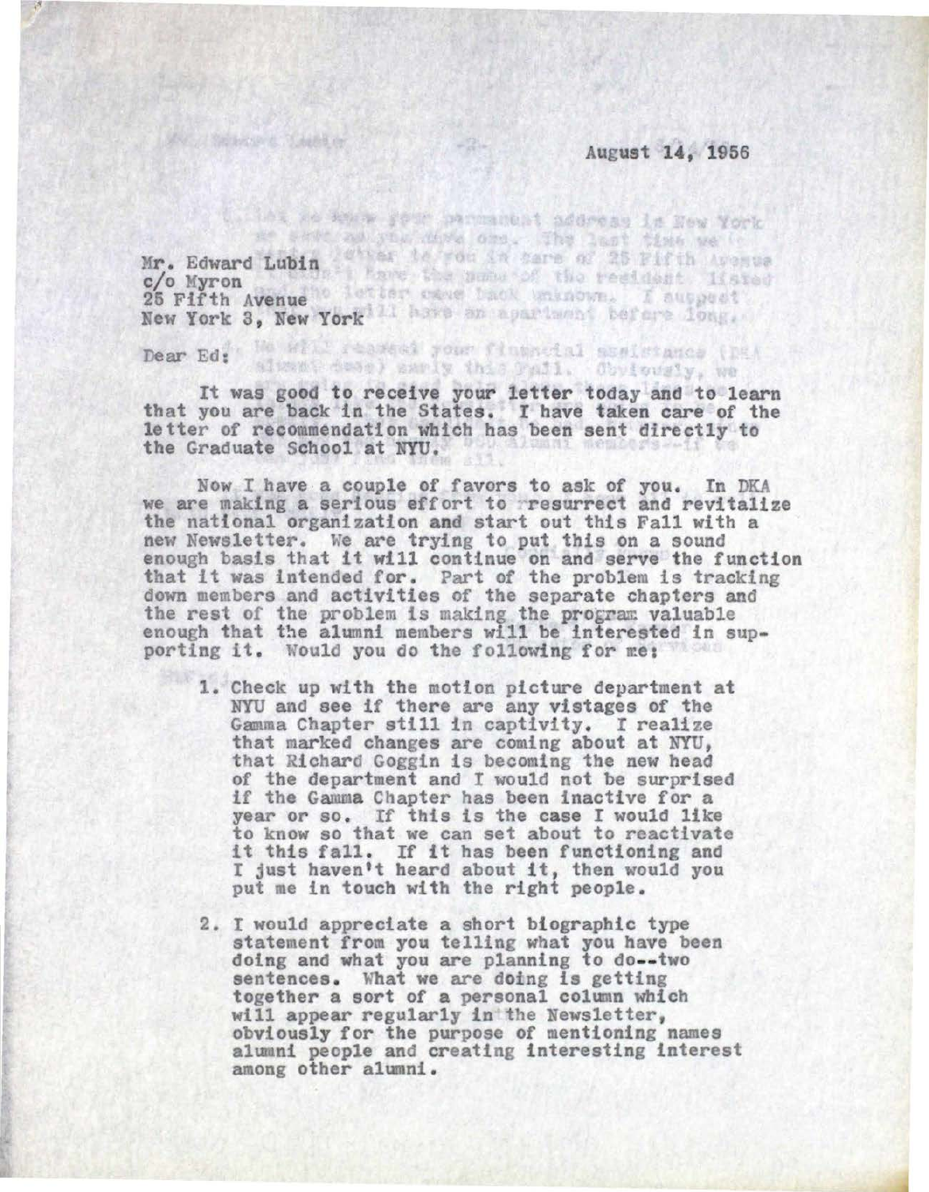August 14, 1956

Mr. Edward Lubin
c/o Myron
25 Fifth Avenue
New York 3, New York

Dear Ed:

It was good to receive your letter today and to learn that you are back in the States. I have taken care of the letter of recommendation which has been sent directly to the Graduate School at NYU.

Now I have a couple of favors to ask of you. In DKA we are making a serious effort to resurrect and revitalize the national organization and start out this Fall with a new Newsletter. We are trying to put this on a sound enough basis that it will continue on and serve the function that it was intended for. Part of the problem is tracking down members and activities of the separate chapters and the rest of the problem is making the program valuable enough that the alumni members will be interested in supporting it. Would you do the following for me:

1. Check up with the motion picture department at NYU and see if there are any vistages of the Gamma Chapter still in captivity. I realize that marked changes are coming about at NYU, that Richard Goggin is becoming the new head of the department and I would not be surprised if the Gamma Chapter has been inactive for a year or so. If this is the case I would like to know so that we can set about to reactivate it this fall. If it has been functioning and I just haven't heard about it, then would you put me in touch with the right people.

2. I would appreciate a short biographic type statement from you telling what you have been doing and what you are planning to do--two sentences. What we are doing is getting together a sort of a personal column which will appear regularly in the Newsletter, obviously for the purpose of mentioning names alumni people and creating interesting interest among other alumni.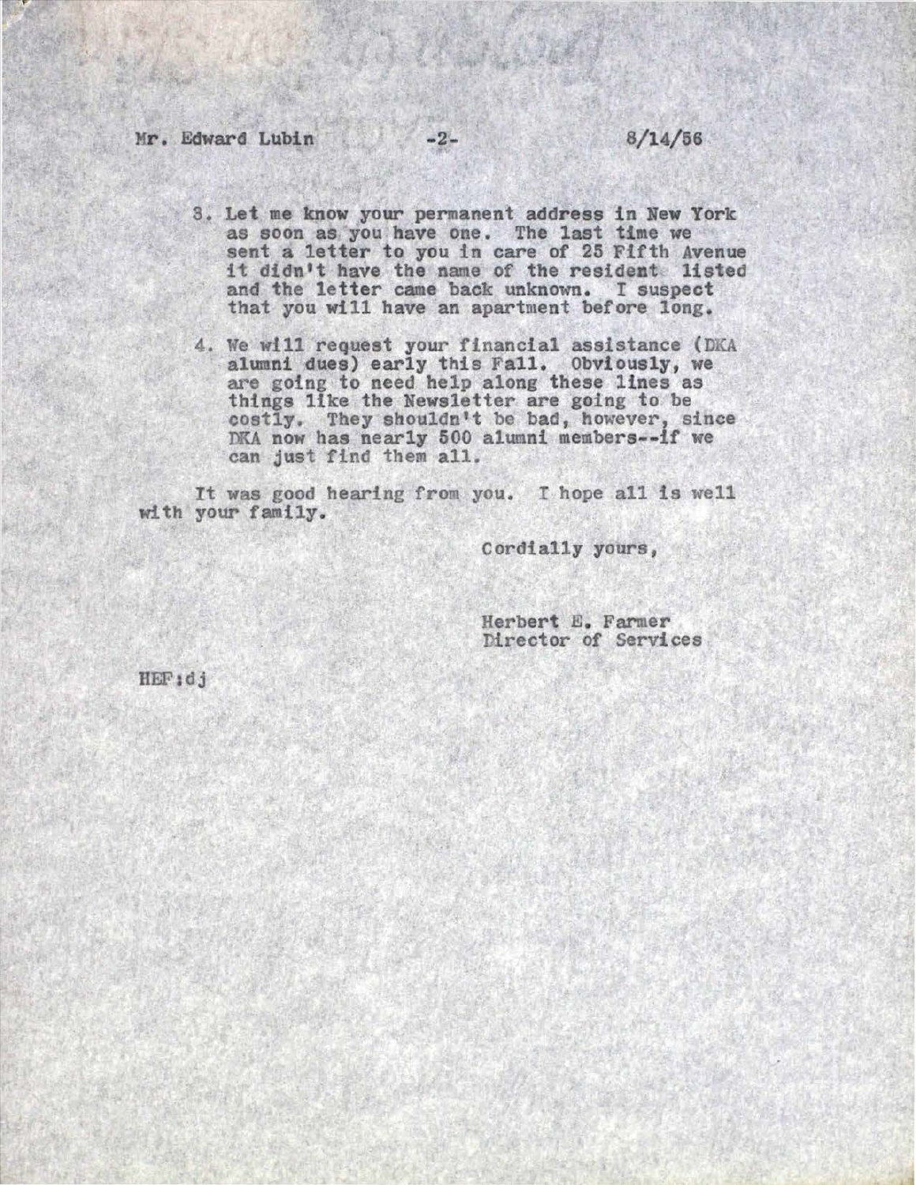3. Let me know your permanent address in New York as soon as you have one. The last time we sent a letter to you in care of 25 Fifth Avenue it didn't have the name of the resident listed and the letter came back unknown. I suspect that you will have an apartment before long.

4. We will request your financial assistance (DKA alumni dues) early this Fall. Obviously, we are going to need help along these lines as things like the Newsletter are going to be costly. They shouldn't be bad, however, since DKA now has nearly 500 alumni members--if we can just find them all.

It was good hearing from you. I hope all is well with your family.

Cordially yours,

Herbert E. Farmer
Director of Services

HEF:dj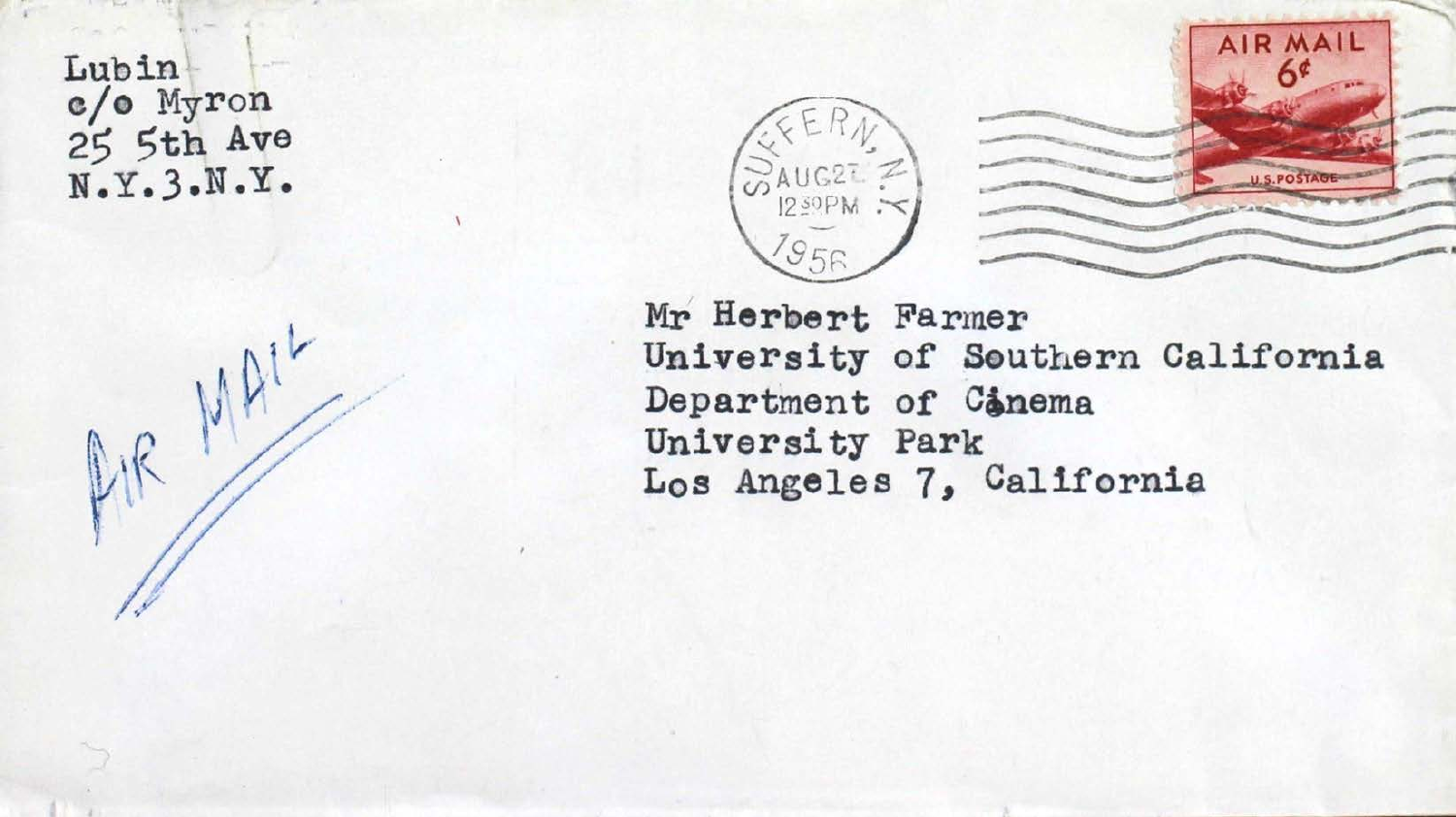Lubin
c/o Myron
25 5th Ave
N.Y.3.N.Y.

AIR MAIL
6¢
U.S. POSTAGE

SUFFERN, N.Y.
AUG 27
12 30 PM
1956

Mr Herbert Farmer
University of Southern California
Department of Cinema
University Park
Los Angeles 7, California

AIR MAIL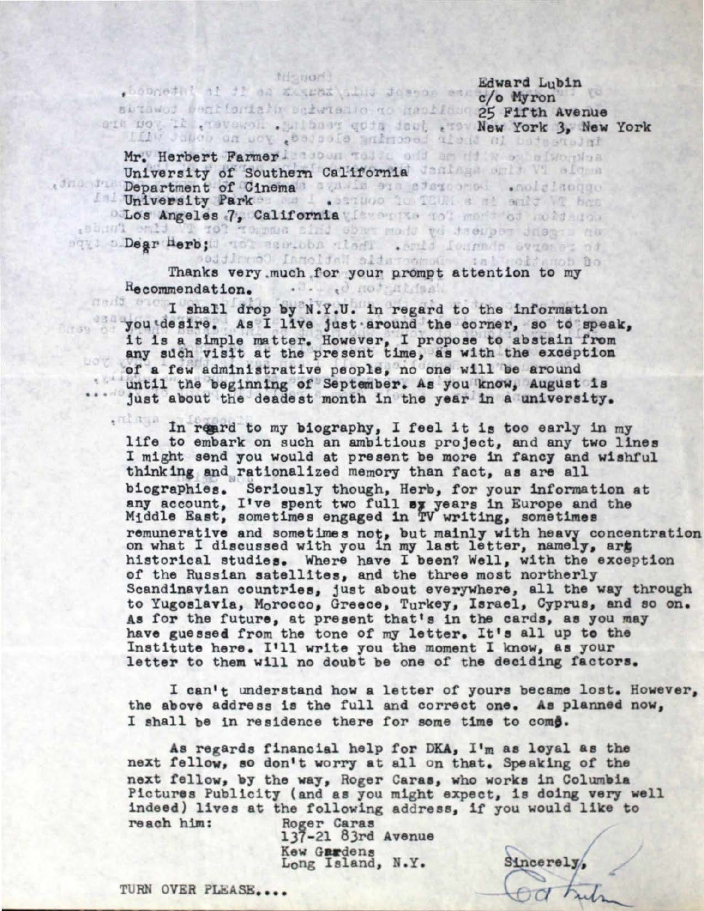Edward Lubin
c/o Myron
25 Fifth Avenue
New York 3, New York

Mr. Herbert Farmer
University of Southern California
Department of Cinema
University Park
Los Angeles 7, California

Dear Herb;

Thanks very much for your prompt attention to my Recommendation.

I shall drop by N.Y.U. in regard to the information you desire. As I live just around the corner, so to speak, it is a simple matter. However, I propose to abstain from any such visit at the present time, as with the exception of a few administrative people, no one will be around until the beginning of September. As you know, August is just about the deadest month in the year in a university.

In regard to my biography, I feel it is too early in my life to embark on such an ambitious project, and any two lines I might send you would at present be more in fancy and wishful thinking and rationalized memory than fact, as are all biographies. Seriously though, Herb, for your information at any account, I've spent two full ~~sx~~ years in Europe and the Middle East, sometimes engaged in TV writing, sometimes remunerative and sometimes not, but mainly with heavy concentration on what I discussed with you in my last letter, namely, art historical studies. Where have I been? Well, with the exception of the Russian satellites, and the three most northerly Scandinavian countries, just about everywhere, all the way through to Yugoslavia, Morocco, Greece, Turkey, Israel, Cyprus, and so on. As for the future, at present that's in the cards, as you may have guessed from the tone of my letter. It's all up to the Institute here. I'll write you the moment I know, as your letter to them will no doubt be one of the deciding factors.

I can't understand how a letter of yours became lost. However, the above address is the full and correct one. As planned now, I shall be in residence there for some time to come.

As regards financial help for DKA, I'm as loyal as the next fellow, so don't worry at all on that. Speaking of the next fellow, by the way, Roger Caras, who works in Columbia Pictures Publicity (and as you might expect, is doing very well indeed) lives at the following address, if you would like to reach him:

Roger Caras
137-21 83rd Avenue
Kew Gardens
Long Island, N.Y.

Sincerely,

Ed Lubin

TURN OVER PLEASE....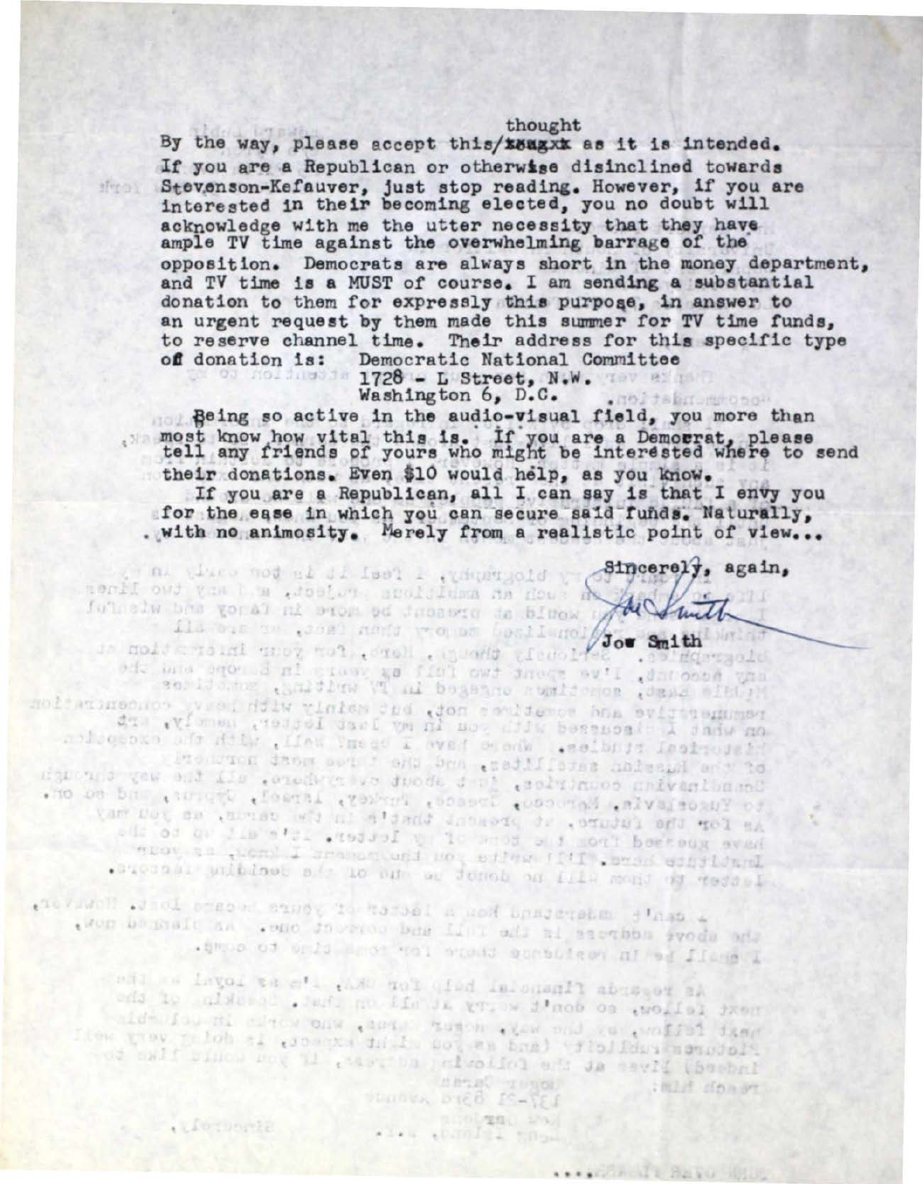By the way, please accept this thought as it is intended. If you are a Republican or otherwise disinclined towards Stevenson-Kefauver, just stop reading. However, if you are interested in their becoming elected, you no doubt will acknowledge with me the utter necessity that they have ample TV time against the overwhelming barrage of the opposition. Democrats are always short in the money department, and TV time is a MUST of course. I am sending a substantial donation to them for expressly this purpose, in answer to an urgent request by them made this summer for TV time funds, to reserve channel time. Their address for this specific type of donation is:

Democratic National Committee
1728 - L Street, N.W.
Washington 6, D.C.

Being so active in the audio-visual field, you more than most know how vital this is. If you are a Democrat, please tell any friends of yours who might be interested where to send their donations. Even $10 would help, as you know.

If you are a Republican, all I can say is that I envy you for the ease in which you can secure said funds. Naturally, with no animosity. Merely from a realistic point of view...

Sincerely, again,

Joe Smith